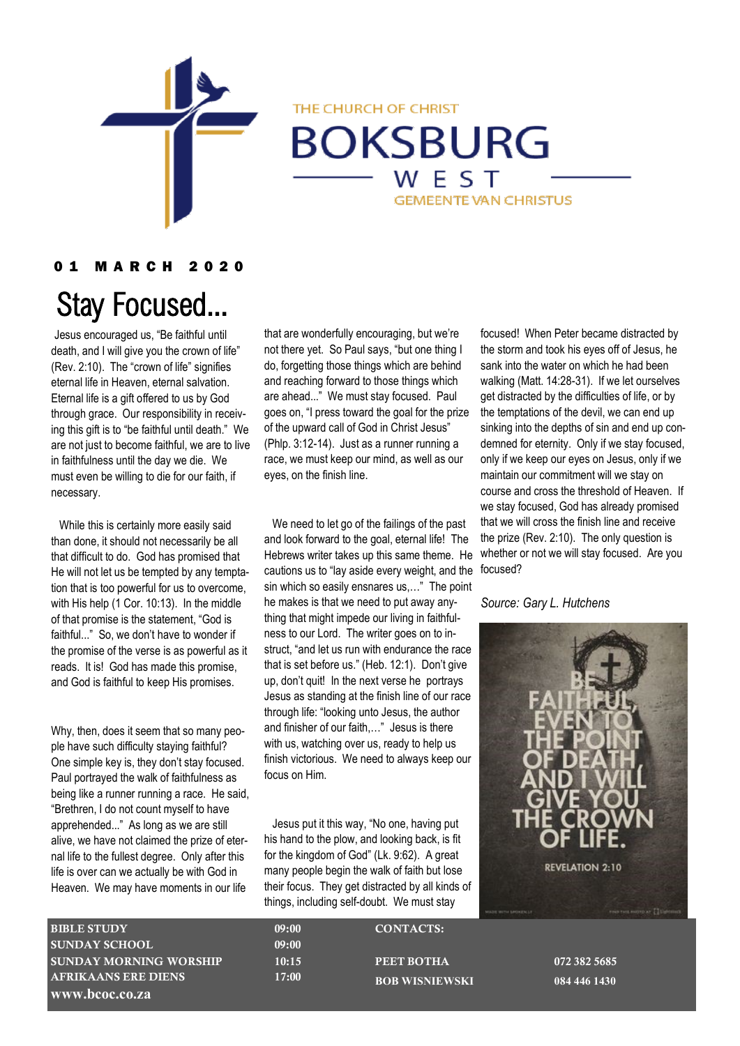THE CHURCH OF CHRIST

# BOKSBURG WEST

GEMEENTE VAN CHRISTUS

**01 MARCH 2020**

# Stay Focused...

Jesus encouraged us, "Be faithful until death, and I will give you the crown of life" (Rev. 2:10). The "crown of life" signifies eternal life in Heaven, eternal salvation. Eternal life is a gift offered to us by God through grace. Our responsibility in receiving this gift is to "be faithful until death." We are not just to become faithful, we are to live in faithfulness until the day we die. We must even be willing to die for our faith, if necessary.

While this is certainly more easily said than done, it should not necessarily be all that difficult to do. God has promised that He will not let us be tempted by any temptation that is too powerful for us to overcome, with His help (1 Cor. 10:13). In the middle of that promise is the statement, "God is faithful..." So, we don't have to wonder if the promise of the verse is as powerful as it reads. It is! God has made this promise, and God is faithful to keep His promises.

Why, then, does it seem that so many people have such difficulty staying faithful? One simple key is, they don't stay focused. Paul portrayed the walk of faithfulness as being like a runner running a race. He said, "Brethren, I do not count myself to have apprehended..." As long as we are still alive, we have not claimed the prize of eternal life to the fullest degree. Only after this life is over can we actually be with God in Heaven. We may have moments in our life that are wonderfully encouraging, but we're not there yet. So Paul says, "but one thing I do, forgetting those things which are behind and reaching forward to those things which are ahead..." We must stay focused. Paul goes on, "I press toward the goal for the prize of the upward call of God in Christ Jesus" (Phlp. 3:12-14). Just as a runner running a race, we must keep our mind, as well as our eyes, on the finish line.

We need to let go of the failings of the past and look forward to the goal, eternal life! The Hebrews writer takes up this same theme. He cautions us to "lay aside every weight, and the sin which so easily ensnares us,…" The point he makes is that we need to put away anything that might impede our living in faithfulness to our Lord. The writer goes on to instruct, "and let us run with endurance the race that is set before us." (Heb. 12:1). Don't give up, don't quit! In the next verse he portrays Jesus as standing at the finish line of our race through life: "looking unto Jesus, the author and finisher of our faith,…" Jesus is there with us, watching over us, ready to help us finish victorious. We need to always keep our focus on Him.

Jesus put it this way, "No one, having put his hand to the plow, and looking back, is fit for the kingdom of God" (Lk. 9:62). A great many people begin the walk of faith but lose their focus. They get distracted by all kinds of things, including self-doubt. We must stay focused! When Peter became distracted by the storm and took his eyes off of Jesus, he sank into the water on which he had been walking (Matt. 14:28-31). If we let ourselves get distracted by the difficulties of life, or by the temptations of the devil, we can end up sinking into the depths of sin and end up condemned for eternity. Only if we stay focused, only if we keep our eyes on Jesus, only if we maintain our commitment will we stay on course and cross the threshold of Heaven. If we stay focused, God has already promised that we will cross the finish line and receive the prize (Rev. 2:10). The only question is whether or not we will stay focused. Are you focused?

*Source: Gary L. Hutchens*

BE FAITHFUL, EVEN TO THE POINT OF DEATH, AND I WILL GIVE YOU THE CROWN OF LIFE.

REVELATION 2:10

| | | | |
|---|---|---|---|
| **BIBLE STUDY** | **09:00** | **CONTACTS:** | |
| **SUNDAY SCHOOL** | **09:00** | | |
| **SUNDAY MORNING WORSHIP** | **10:15** | **PEET BOTHA** | **072 382 5685** |
| **AFRIKAANS ERE DIENS** | **17:00** | **BOB WISNIEWSKI** | **084 446 1430** |

**www.bcoc.co.za**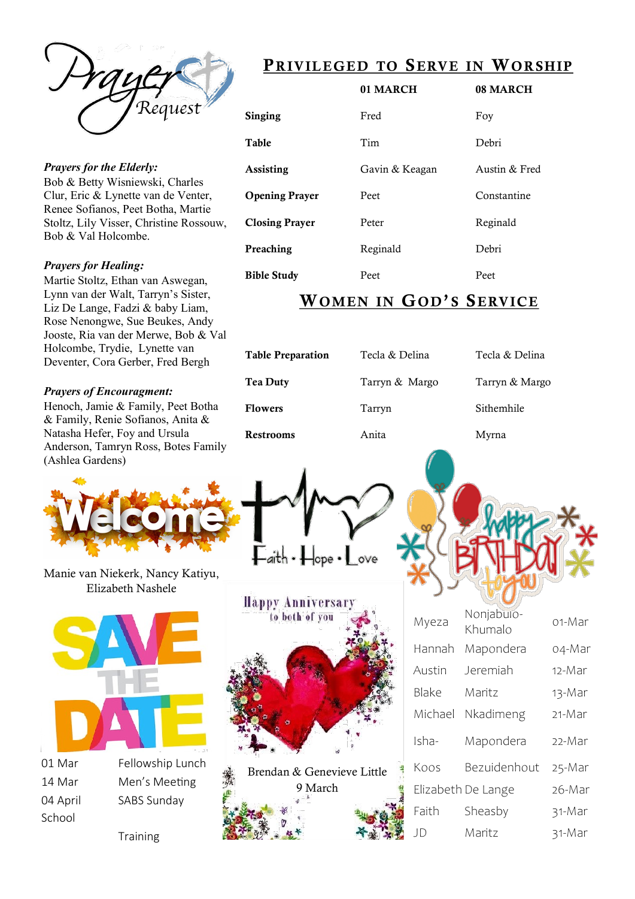# Prayer Request

***Prayers for the Elderly:***
Bob & Betty Wisniewski, Charles Clur, Eric & Lynette van de Venter, Renee Sofianos, Peet Botha, Martie Stoltz, Lily Visser, Christine Rossouw, Bob & Val Holcombe.

***Prayers for Healing:***
Martie Stoltz, Ethan van Aswegan, Lynn van der Walt, Tarryn's Sister, Liz De Lange, Fadzi & baby Liam, Rose Nenongwe, Sue Beukes, Andy Jooste, Ria van der Merwe, Bob & Val Holcombe, Trydie, Lynette van Deventer, Cora Gerber, Fred Bergh

***Prayers of Encouragment:***
Henoch, Jamie & Family, Peet Botha & Family, Renie Sofianos, Anita & Natasha Hefer, Foy and Ursula Anderson, Tamryn Ross, Botes Family (Ashlea Gardens)

## PRIVILEGED TO SERVE IN WORSHIP

| | 01 MARCH | 08 MARCH |
|---|---|---|
| **Singing** | Fred | Foy |
| **Table** | Tim | Debri |
| **Assisting** | Gavin & Keagan | Austin & Fred |
| **Opening Prayer** | Peet | Constantine |
| **Closing Prayer** | Peter | Reginald |
| **Preaching** | Reginald | Debri |
| **Bible Study** | Peet | Peet |

## WOMEN IN GOD'S SERVICE

| | | |
|---|---|---|
| **Table Preparation** | Tecla & Delina | Tecla & Delina |
| **Tea Duty** | Tarryn & Margo | Tarryn & Margo |
| **Flowers** | Tarryn | Sithemhile |
| **Restrooms** | Anita | Myrna |

## Welcome

Manie van Niekerk, Nancy Katiyu, Elizabeth Nashele

## SAVE THE DATE

| | |
|---|---|
| 01 Mar | Fellowship Lunch |
| 14 Mar | Men's Meeting |
| 04 April | SABS Sunday School Training |

Faith • Hope • Love

## Happy Anniversary to both of you

Brendan & Genevieve Little
9 March

## happy BIRTHDAY to you

| | | |
|---|---|---|
| Myeza | Nonjabulo-Khumalo | 01-Mar |
| Hannah | Mapondera | 04-Mar |
| Austin | Jeremiah | 12-Mar |
| Blake | Maritz | 13-Mar |
| Michael | Nkadimeng | 21-Mar |
| Isha- | Mapondera | 22-Mar |
| Koos | Bezuidenhout | 25-Mar |
| Elizabeth | De Lange | 26-Mar |
| Faith | Sheasby | 31-Mar |
| JD | Maritz | 31-Mar |